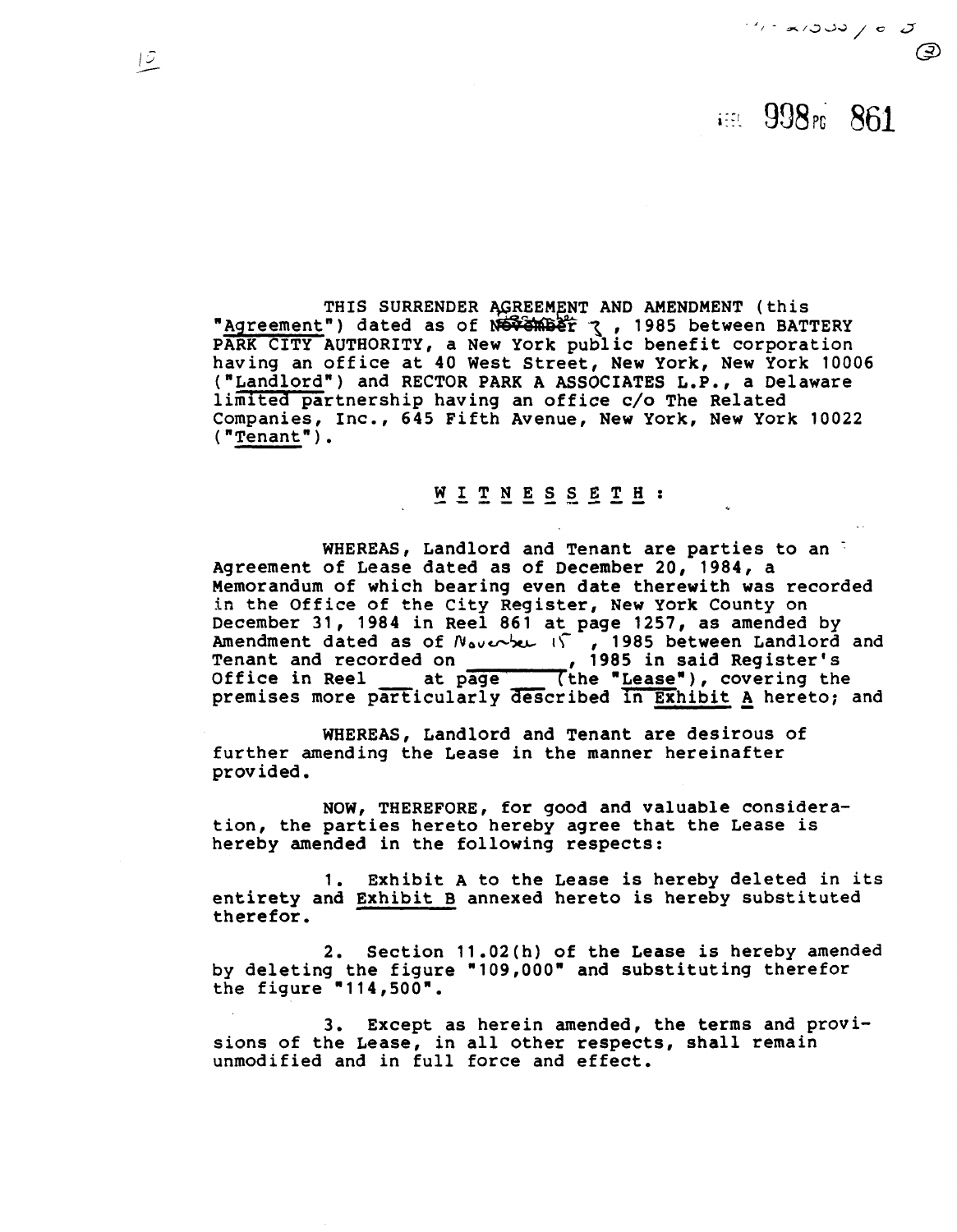THIS SURRENDER AGREEMENT AND AMENDMENT (this "Agreement") dated as of November 7, 1985 between BATTERY PARK CITY AUTHORITY, a New York public benefit corporation having an office at 40 West Street, New York, New York 10006 ("Landlord") and RECTOR PARK A ASSOCIATES L.P., a Delaware limited partnership having an office c/o The Related Companies, Inc., 645 Fifth Avenue, New York, New York 10022 ("Tenant").

W I T N E S S E T H :

WHEREAS, Landlord and Tenant are parties to an Agreement of Lease dated as of December 20, 1984, a Memorandum of which bearing even date therewith was recorded in the Office of the City Register, New York County on December 31, 1984 in Reel 861 at page 1257, as amended by Amendment dated as of November 15, 1985 between Landlord and Tenant and recorded on \_\_\_\_\_\_\_\_, 1985 in said Register's Office in Reel \_\_\_ at page \_\_\_ (the "Lease"), covering the premises more particularly described in Exhibit A hereto; and

WHEREAS, Landlord and Tenant are desirous of further amending the Lease in the manner hereinafter provided.

NOW, THEREFORE, for good and valuable consideration, the parties hereto hereby agree that the Lease is hereby amended in the following respects:

1. Exhibit A to the Lease is hereby deleted in its entirety and Exhibit B annexed hereto is hereby substituted therefor.

2. Section 11.02(h) of the Lease is hereby amended by deleting the figure "109,000" and substituting therefor the figure "114,500".

3. Except as herein amended, the terms and provisions of the Lease, in all other respects, shall remain unmodified and in full force and effect.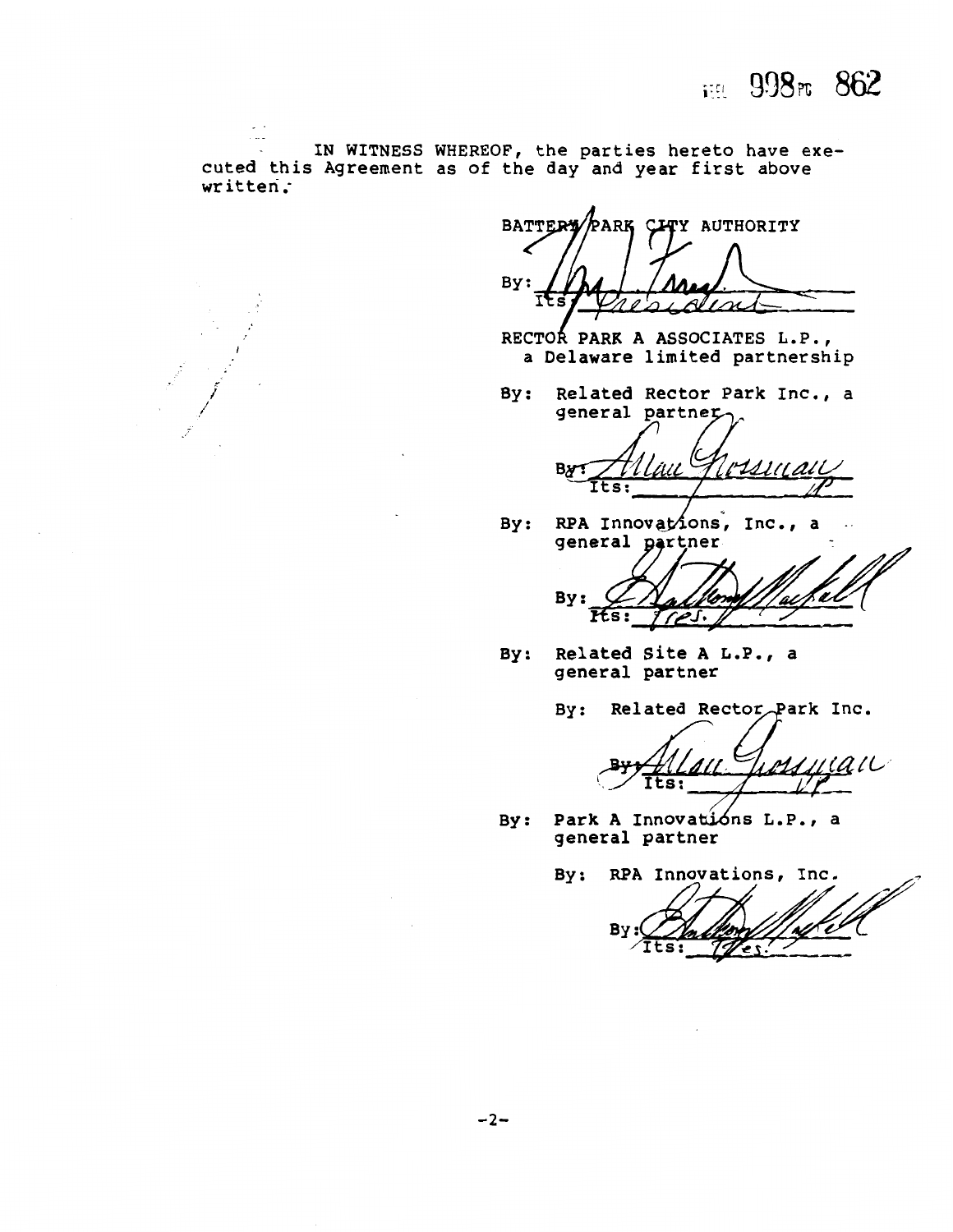IN WITNESS WHEREOF, the parties hereto have executed this Agreement as of the day and year first above written.

BATTERY PARK CITY AUTHORITY

By: ___________________
Its: President

RECTOR PARK A ASSOCIATES L.P.,
a Delaware limited partnership

By: Related Rector Park Inc., a general partner

By: ___________________
Its: VP

By: RPA Innovations, Inc., a general partner

By: ___________________
Its: Pres.

By: Related Site A L.P., a general partner

By: Related Rector Park Inc.

By: ___________________
Its: VP

By: Park A Innovations L.P., a general partner

By: RPA Innovations, Inc.

By: ___________________
Its: Pres.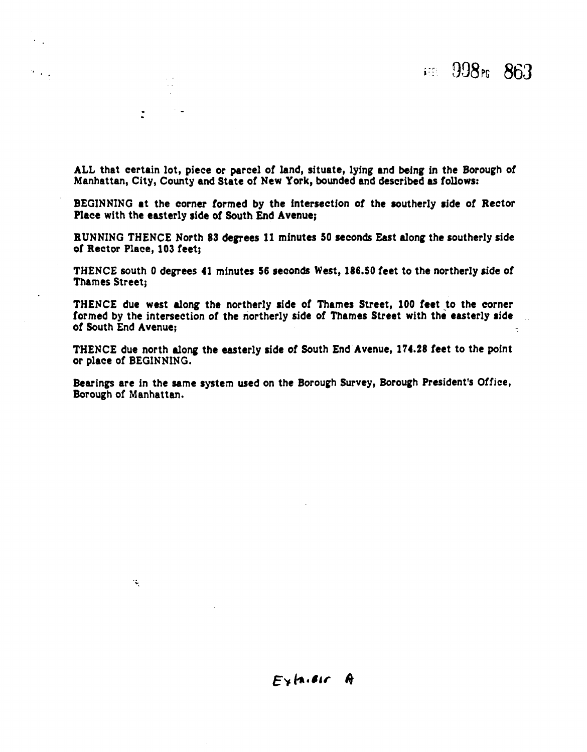ALL that certain lot, piece or parcel of land, situate, lying and being in the Borough of Manhattan, City, County and State of New York, bounded and described as follows:

BEGINNING at the corner formed by the intersection of the southerly side of Rector Place with the easterly side of South End Avenue;

RUNNING THENCE North 83 degrees 11 minutes 50 seconds East along the southerly side of Rector Place, 103 feet;

THENCE south 0 degrees 41 minutes 56 seconds West, 186.50 feet to the northerly side of Thames Street;

THENCE due west along the northerly side of Thames Street, 100 feet to the corner formed by the intersection of the northerly side of Thames Street with the easterly side of South End Avenue;

THENCE due north along the easterly side of South End Avenue, 174.28 feet to the point or place of BEGINNING.

Bearings are in the same system used on the Borough Survey, Borough President's Office, Borough of Manhattan.

Exhibit A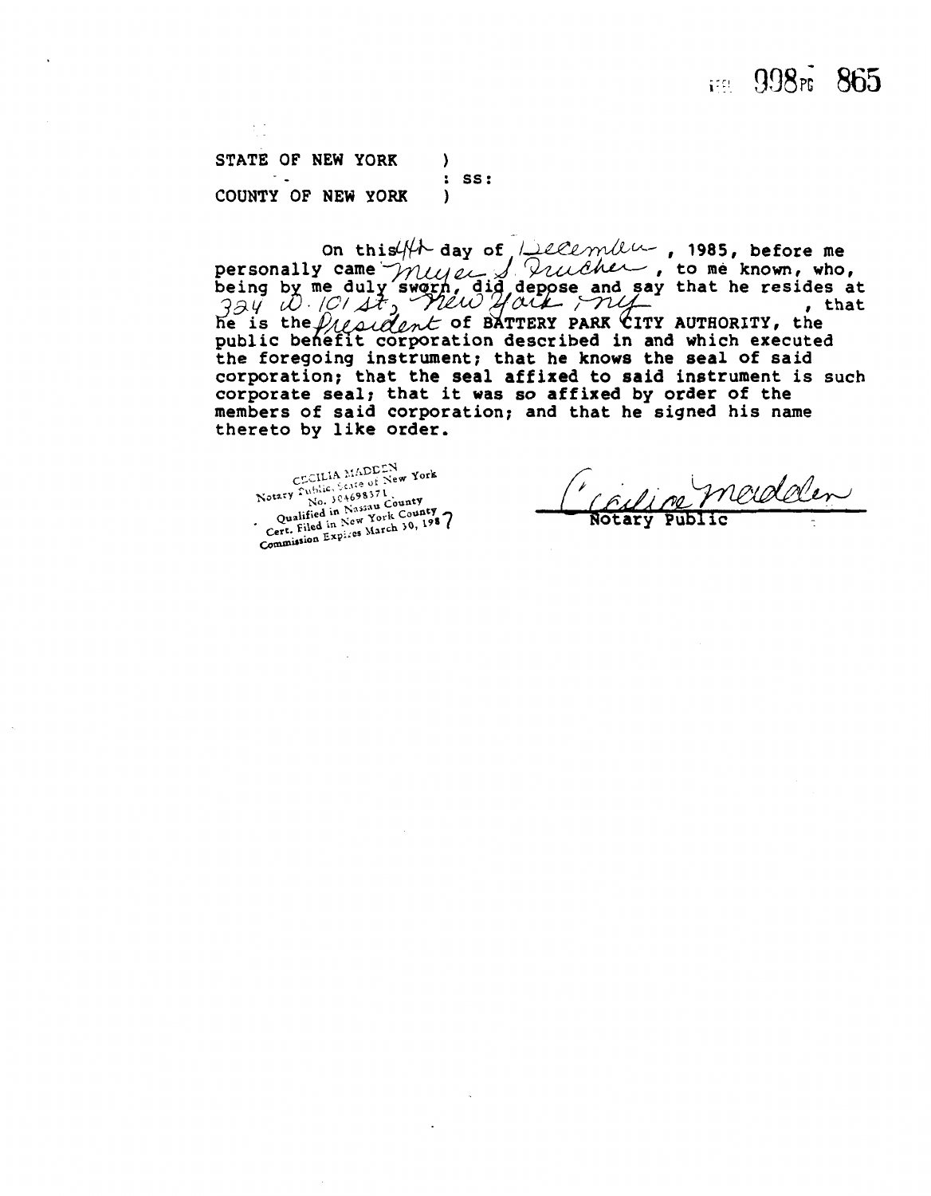STATE OF NEW YORK )
: ss:
COUNTY OF NEW YORK )

On this 4th day of December, 1985, before me personally came Meyer S. Frucher, to me known, who, being by me duly sworn, did depose and say that he resides at 324 W. 101 St, New York, NY, that he is the President of BATTERY PARK CITY AUTHORITY, the public benefit corporation described in and which executed the foregoing instrument; that he knows the seal of said corporation; that the seal affixed to said instrument is such corporate seal; that it was so affixed by order of the members of said corporation; and that he signed his name thereto by like order.

CECILIA MADDEN
Notary Public, State of New York
No. 30-4698371
Qualified in Nassau County
Cert. Filed in New York County
Commission Expires March 30, 1987

Cecilia Madden
Notary Public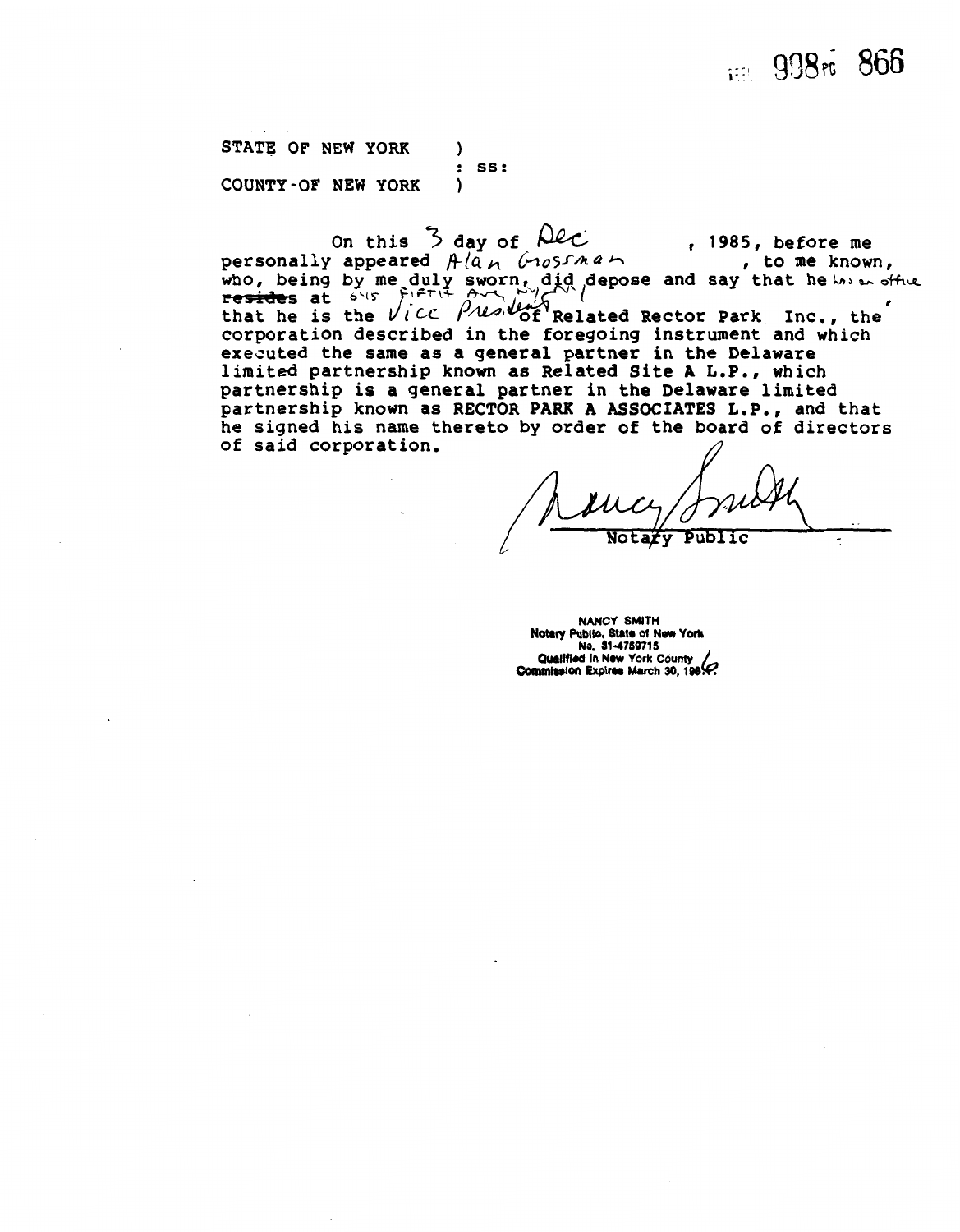STATE OF NEW YORK )
: ss:
COUNTY OF NEW YORK )

On this 3 day of Dec , 1985, before me personally appeared Alan Grossman , to me known, who, being by me duly sworn, did depose and say that he has an office ~~resides~~ at 625 Fifth Ave NY NY , that he is the Vice President of Related Rector Park Inc., the corporation described in the foregoing instrument and which executed the same as a general partner in the Delaware limited partnership known as Related Site A L.P., which partnership is a general partner in the Delaware limited partnership known as RECTOR PARK A ASSOCIATES L.P., and that he signed his name thereto by order of the board of directors of said corporation.

Nancy Smith
Notary Public

NANCY SMITH
Notary Public, State of New York
No. 31-4759715
Qualified in New York County
Commission Expires March 30, 1986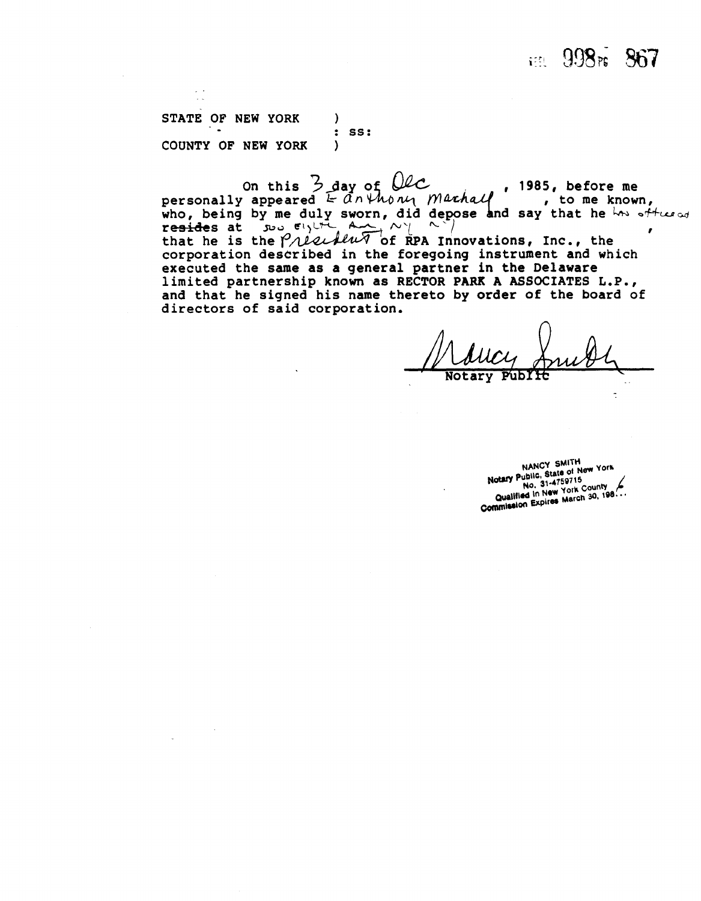LIBER 998 PG 867

STATE OF NEW YORK )
: ss:
COUNTY OF NEW YORK )

On this 3 day of Dec, 1985, before me personally appeared E. Anthony Marshall, to me known, who, being by me duly sworn, did depose and say that he has office at 500 Eighth Ave, NY NY ~~resides~~ at , that he is the President of RPA Innovations, Inc., the corporation described in the foregoing instrument and which executed the same as a general partner in the Delaware limited partnership known as RECTOR PARK A ASSOCIATES L.P., and that he signed his name thereto by order of the board of directors of said corporation.

Nancy Smith
Notary Public

NANCY SMITH
Notary Public, State of New York
No. 31-4759715
Qualified in New York County
Commission Expires March 30, 198...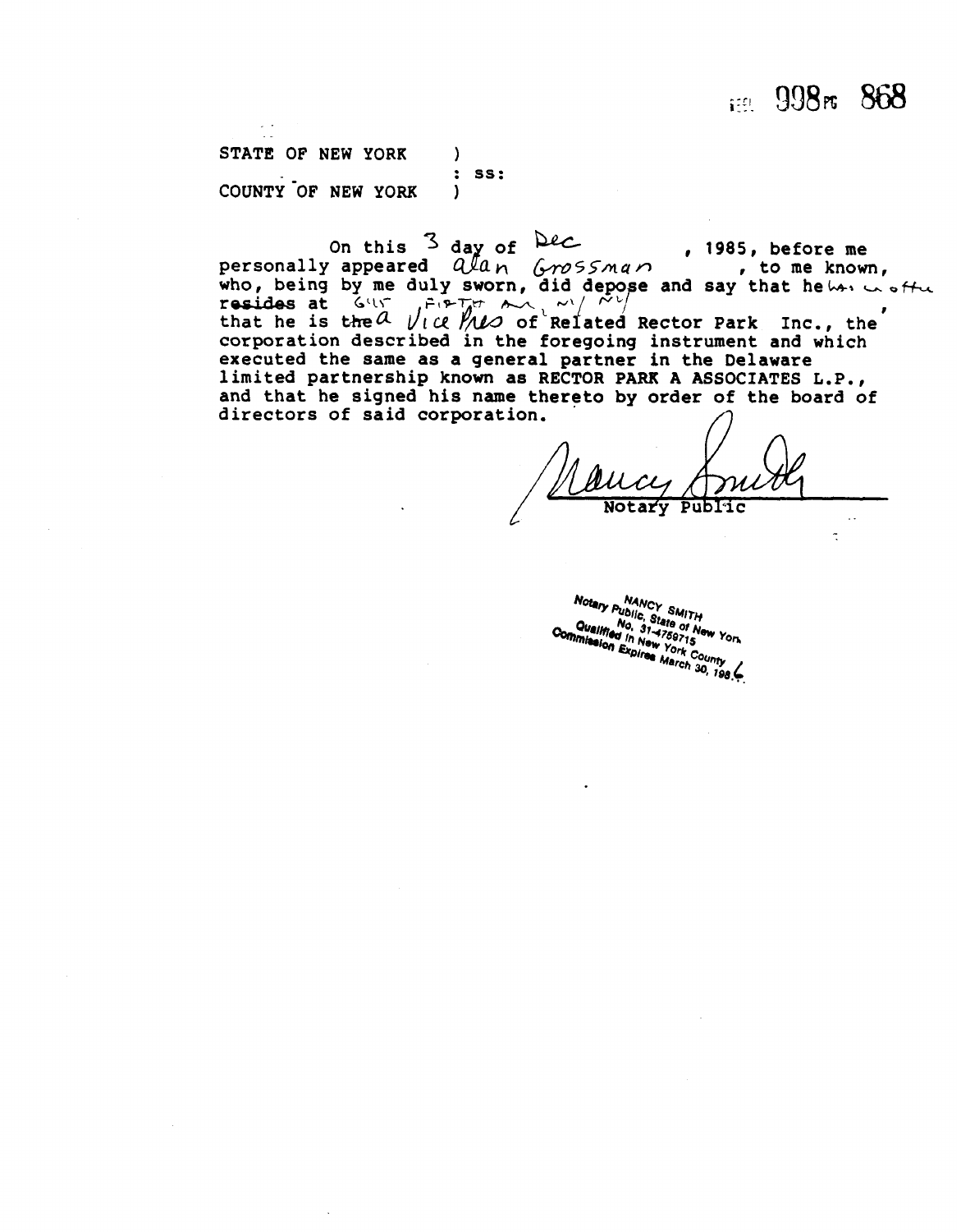STATE OF NEW YORK )
: ss:
COUNTY OF NEW YORK )

On this 3 day of Dec, 1985, before me personally appeared alan Grossman, to me known, who, being by me duly sworn, did depose and say that he has an office ~~resides~~ at 625 Fifth Av, NY NY, that he is ~~the~~ a Vice Pres of Related Rector Park Inc., the corporation described in the foregoing instrument and which executed the same as a general partner in the Delaware limited partnership known as RECTOR PARK A ASSOCIATES L.P., and that he signed his name thereto by order of the board of directors of said corporation.

Nancy Smith
Notary Public

NANCY SMITH
Notary Public, State of New York
No. 31-4759715
Qualified in New York County
Commission Expires March 30, 1986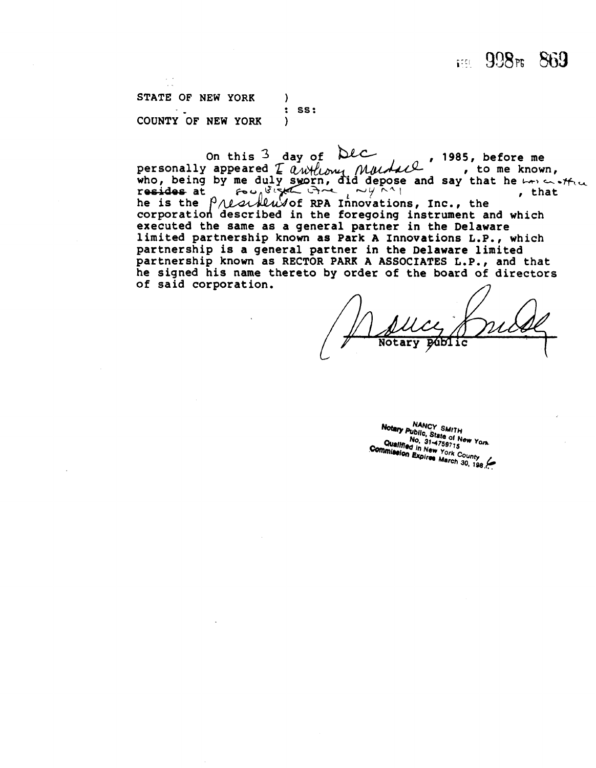REEL 998 PG 869

STATE OF NEW YORK )
: ss:
COUNTY OF NEW YORK )

On this 3 day of Dec, 1985, before me personally appeared I. Anthony Mardell, to me known, who, being by me duly sworn, did depose and say that he has an office ~~resides~~ at Four Eight Ave, NY NY, that he is the President of RPA Innovations, Inc., the corporation described in the foregoing instrument and which executed the same as a general partner in the Delaware limited partnership known as Park A Innovations L.P., which partnership is a general partner in the Delaware limited partnership known as RECTOR PARK A ASSOCIATES L.P., and that he signed his name thereto by order of the board of directors of said corporation.

Nancy Smith
Notary Public

NANCY SMITH
Notary Public, State of New York
No. 31-4759715
Qualified in New York County
Commission Expires March 30, 1986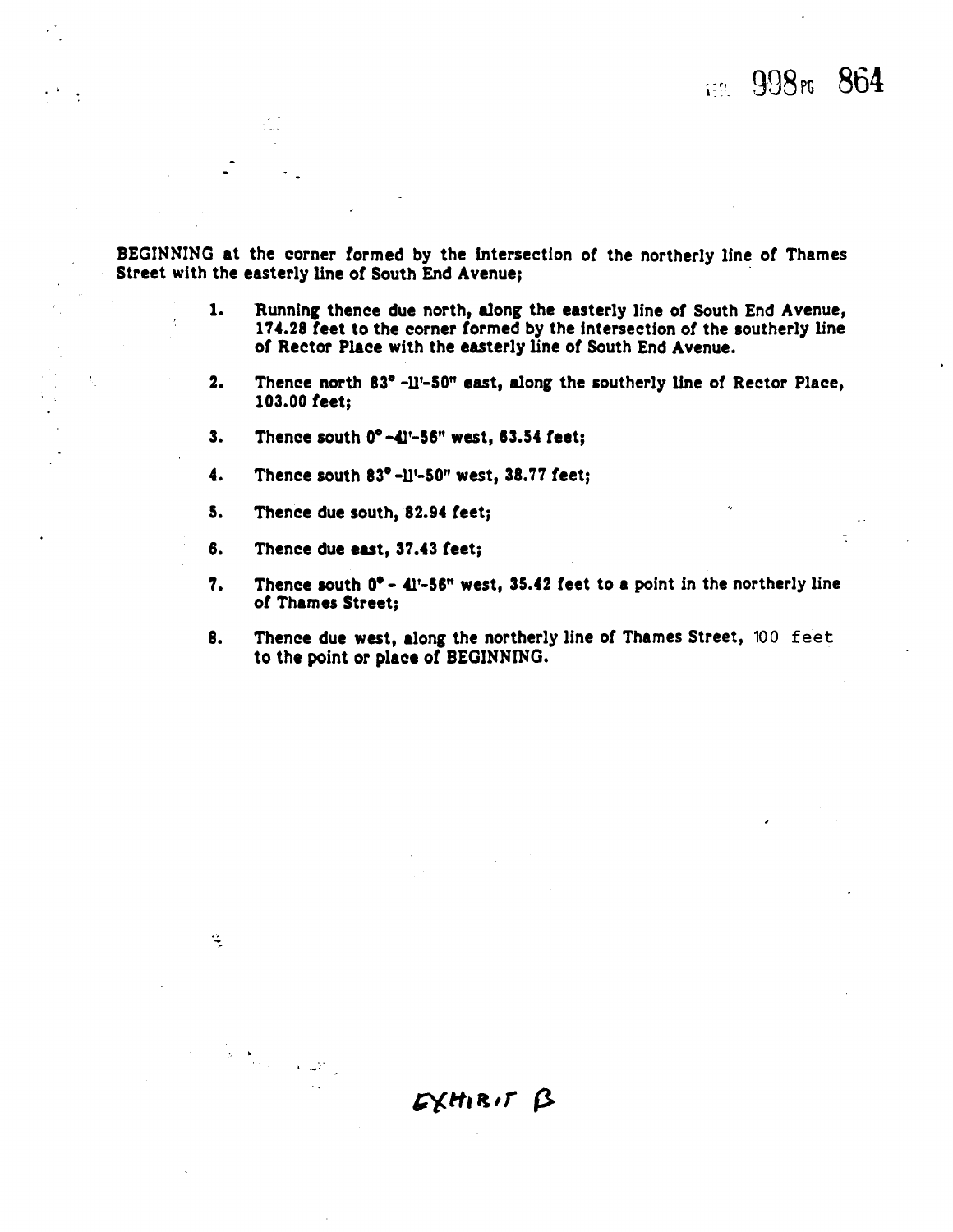BEGINNING at the corner formed by the intersection of the northerly line of Thames Street with the easterly line of South End Avenue;

1. Running thence due north, along the easterly line of South End Avenue, 174.28 feet to the corner formed by the intersection of the southerly line of Rector Place with the easterly line of South End Avenue.

2. Thence north 83° -11'-50" east, along the southerly line of Rector Place, 103.00 feet;

3. Thence south 0° -41'-56" west, 63.54 feet;

4. Thence south 83° -11'-50" west, 38.77 feet;

5. Thence due south, 82.94 feet;

6. Thence due east, 37.43 feet;

7. Thence south 0° - 41'-56" west, 35.42 feet to a point in the northerly line of Thames Street;

8. Thence due west, along the northerly line of Thames Street, 100 feet to the point or place of BEGINNING.

EXHIBIT B